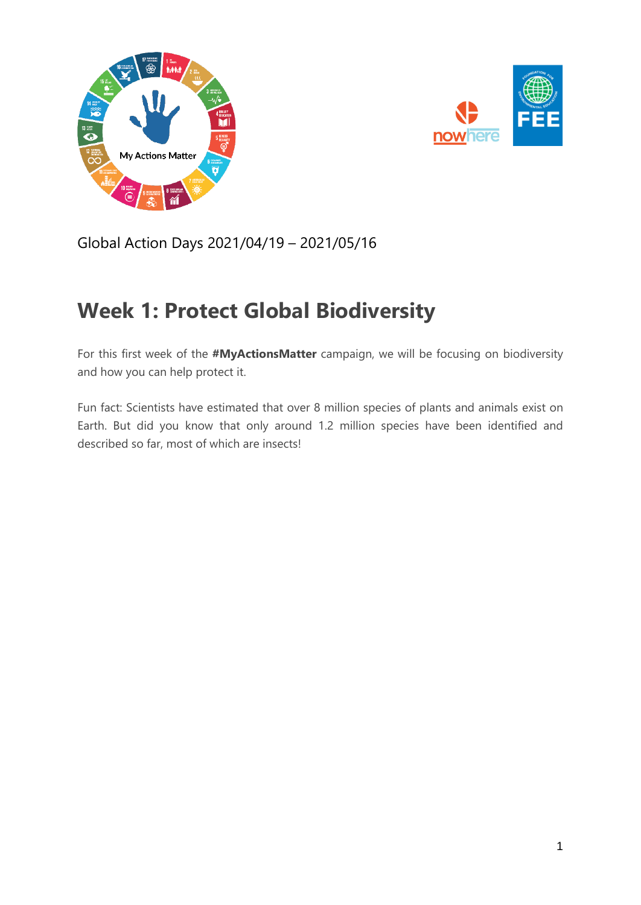Global Action Days 2021/04/19 – 2021/05/16

# Week 1: Protect Global Biodiversity

For this first week of the **#MyActionsMatter** campaign, we will be focusing on biodiversity and how you can help protect it.

Fun fact: Scientists have estimated that over 8 million species of plants and animals exist on Earth. But did you know that only around 1.2 million species have been identified and described so far, most of which are insects!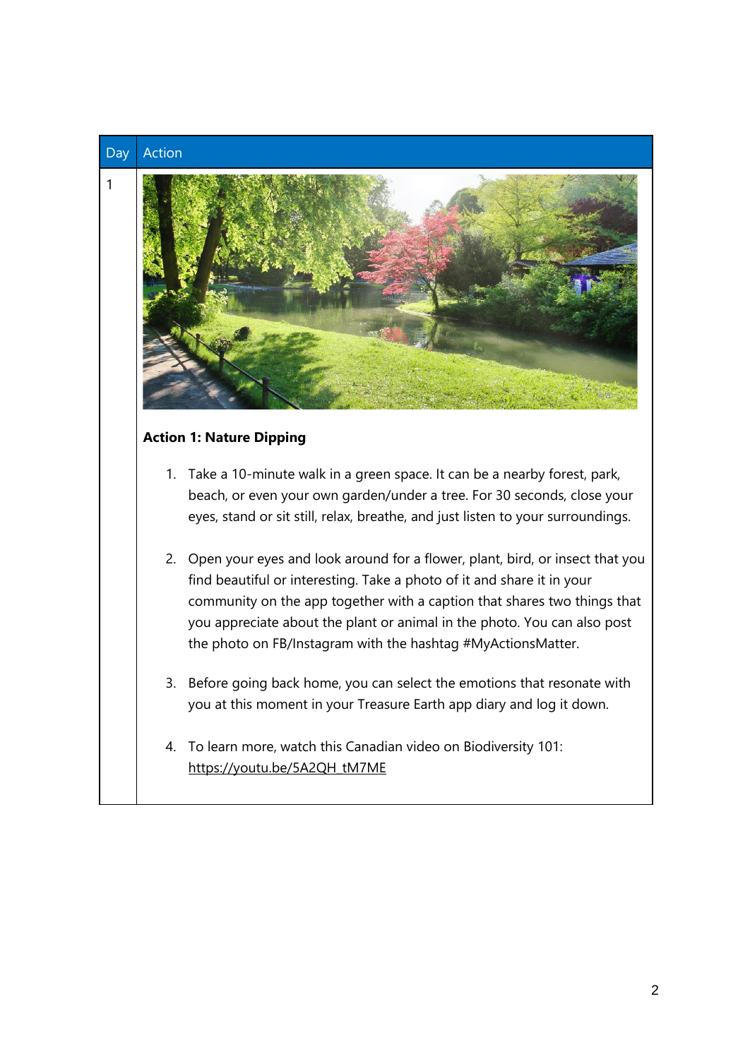| Day | Action |
|---|---|
| 1 | **Action 1: Nature Dipping**<br><br>1. Take a 10-minute walk in a green space. It can be a nearby forest, park, beach, or even your own garden/under a tree. For 30 seconds, close your eyes, stand or sit still, relax, breathe, and just listen to your surroundings.<br><br>2. Open your eyes and look around for a flower, plant, bird, or insect that you find beautiful or interesting. Take a photo of it and share it in your community on the app together with a caption that shares two things that you appreciate about the plant or animal in the photo. You can also post the photo on FB/Instagram with the hashtag #MyActionsMatter.<br><br>3. Before going back home, you can select the emotions that resonate with you at this moment in your Treasure Earth app diary and log it down.<br><br>4. To learn more, watch this Canadian video on Biodiversity 101: https://youtu.be/5A2QH_tM7ME |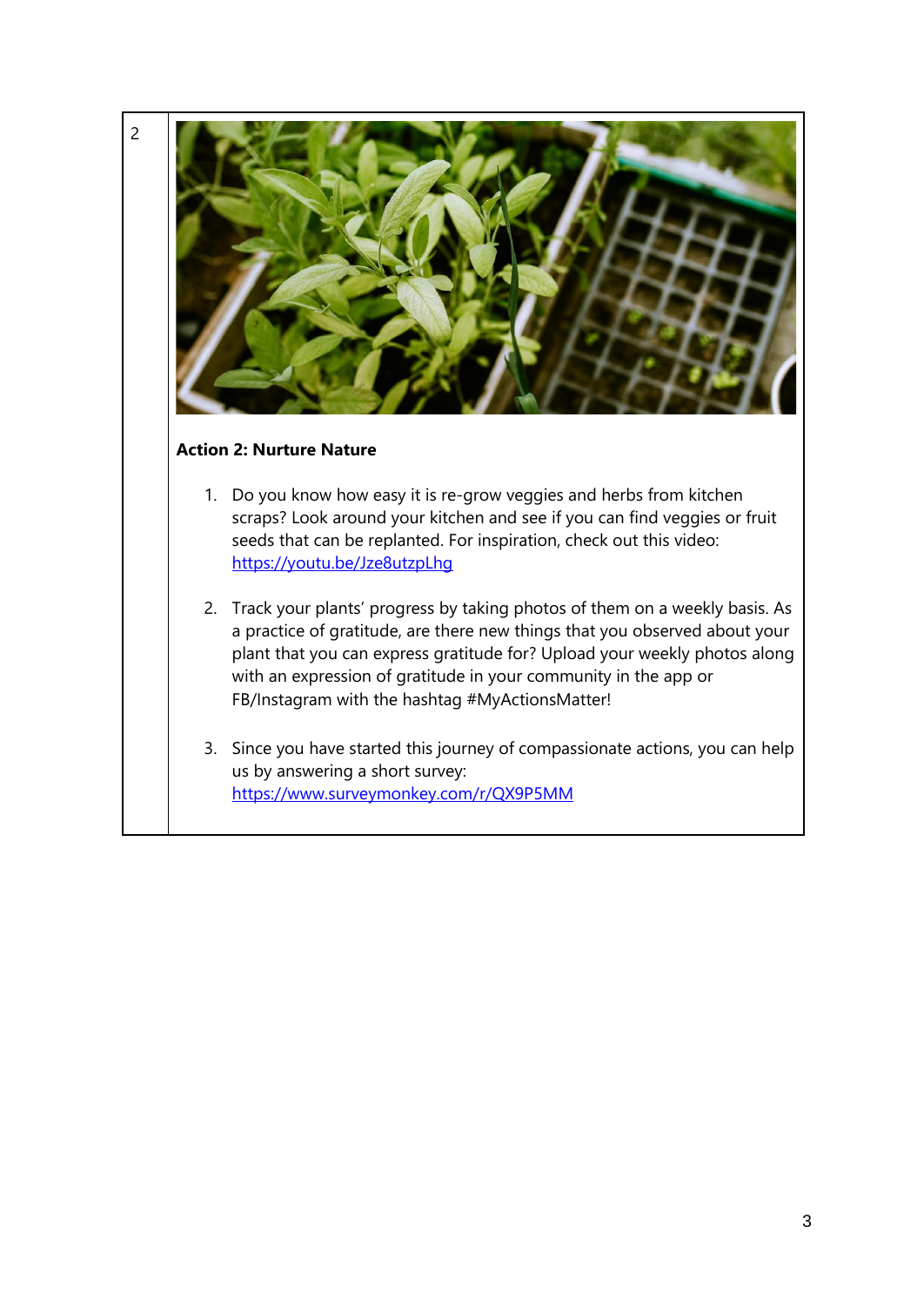| 2 | **Action 2: Nurture Nature**<br><br>1. Do you know how easy it is re-grow veggies and herbs from kitchen scraps? Look around your kitchen and see if you can find veggies or fruit seeds that can be replanted. For inspiration, check out this video: https://youtu.be/Jze8utzpLhg<br><br>2. Track your plants' progress by taking photos of them on a weekly basis. As a practice of gratitude, are there new things that you observed about your plant that you can express gratitude for? Upload your weekly photos along with an expression of gratitude in your community in the app or FB/Instagram with the hashtag #MyActionsMatter!<br><br>3. Since you have started this journey of compassionate actions, you can help us by answering a short survey: https://www.surveymonkey.com/r/QX9P5MM |
|---|---|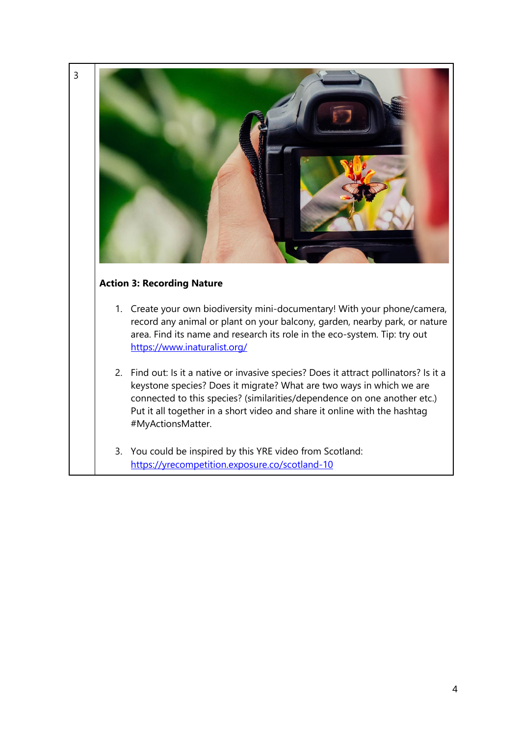| 3 | **Action 3: Recording Nature**<br><br>1. Create your own biodiversity mini-documentary! With your phone/camera, record any animal or plant on your balcony, garden, nearby park, or nature area. Find its name and research its role in the eco-system. Tip: try out [https://www.inaturalist.org/](https://www.inaturalist.org/)<br>2. Find out: Is it a native or invasive species? Does it attract pollinators? Is it a keystone species? Does it migrate? What are two ways in which we are connected to this species? (similarities/dependence on one another etc.) Put it all together in a short video and share it online with the hashtag #MyActionsMatter.<br>3. You could be inspired by this YRE video from Scotland: [https://yrecompetition.exposure.co/scotland-10](https://yrecompetition.exposure.co/scotland-10) |
|---|---|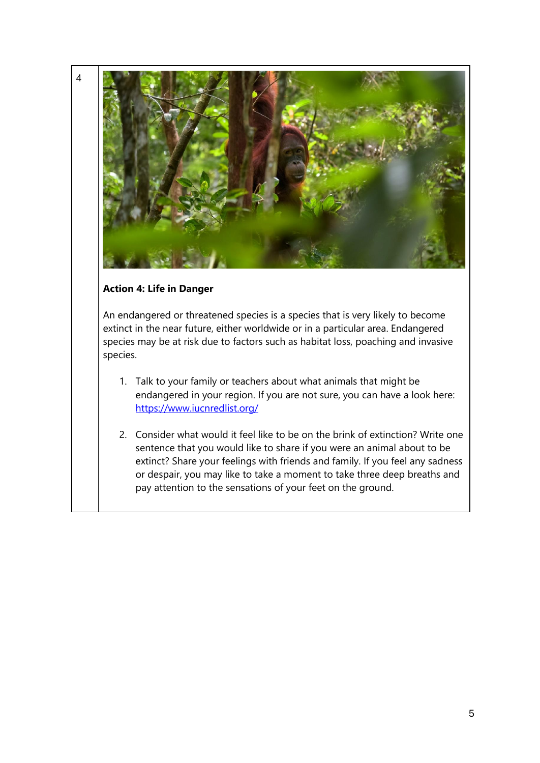4

### Action 4: Life in Danger

An endangered or threatened species is a species that is very likely to become extinct in the near future, either worldwide or in a particular area. Endangered species may be at risk due to factors such as habitat loss, poaching and invasive species.

1. Talk to your family or teachers about what animals that might be endangered in your region. If you are not sure, you can have a look here: [https://www.iucnredlist.org/](https://www.iucnredlist.org/)

2. Consider what would it feel like to be on the brink of extinction? Write one sentence that you would like to share if you were an animal about to be extinct? Share your feelings with friends and family. If you feel any sadness or despair, you may like to take a moment to take three deep breaths and pay attention to the sensations of your feet on the ground.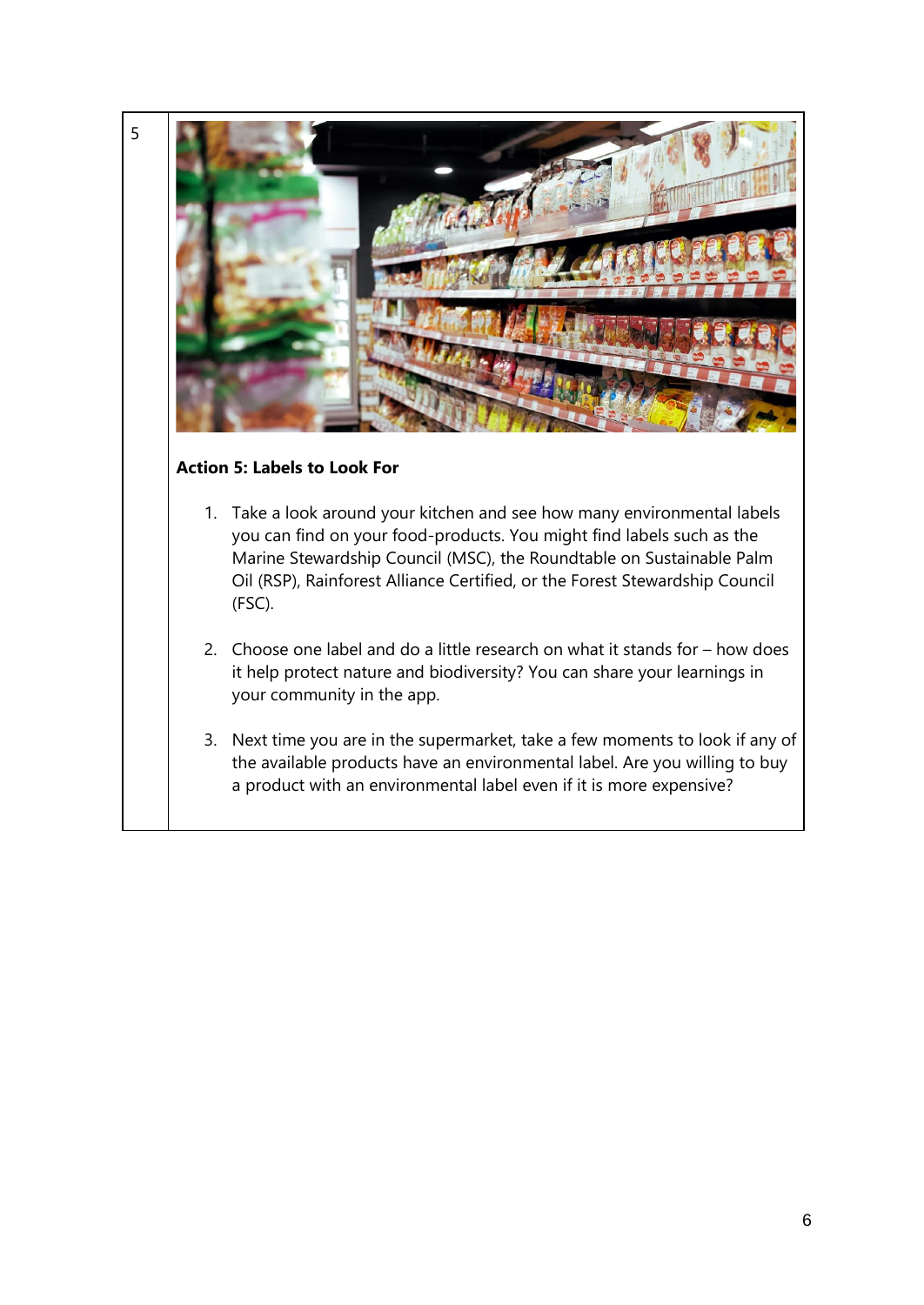| 5 | **Action 5: Labels to Look For**<br><br>1. Take a look around your kitchen and see how many environmental labels you can find on your food-products. You might find labels such as the Marine Stewardship Council (MSC), the Roundtable on Sustainable Palm Oil (RSP), Rainforest Alliance Certified, or the Forest Stewardship Council (FSC).<br><br>2. Choose one label and do a little research on what it stands for – how does it help protect nature and biodiversity? You can share your learnings in your community in the app.<br><br>3. Next time you are in the supermarket, take a few moments to look if any of the available products have an environmental label. Are you willing to buy a product with an environmental label even if it is more expensive? |
| --- | --- |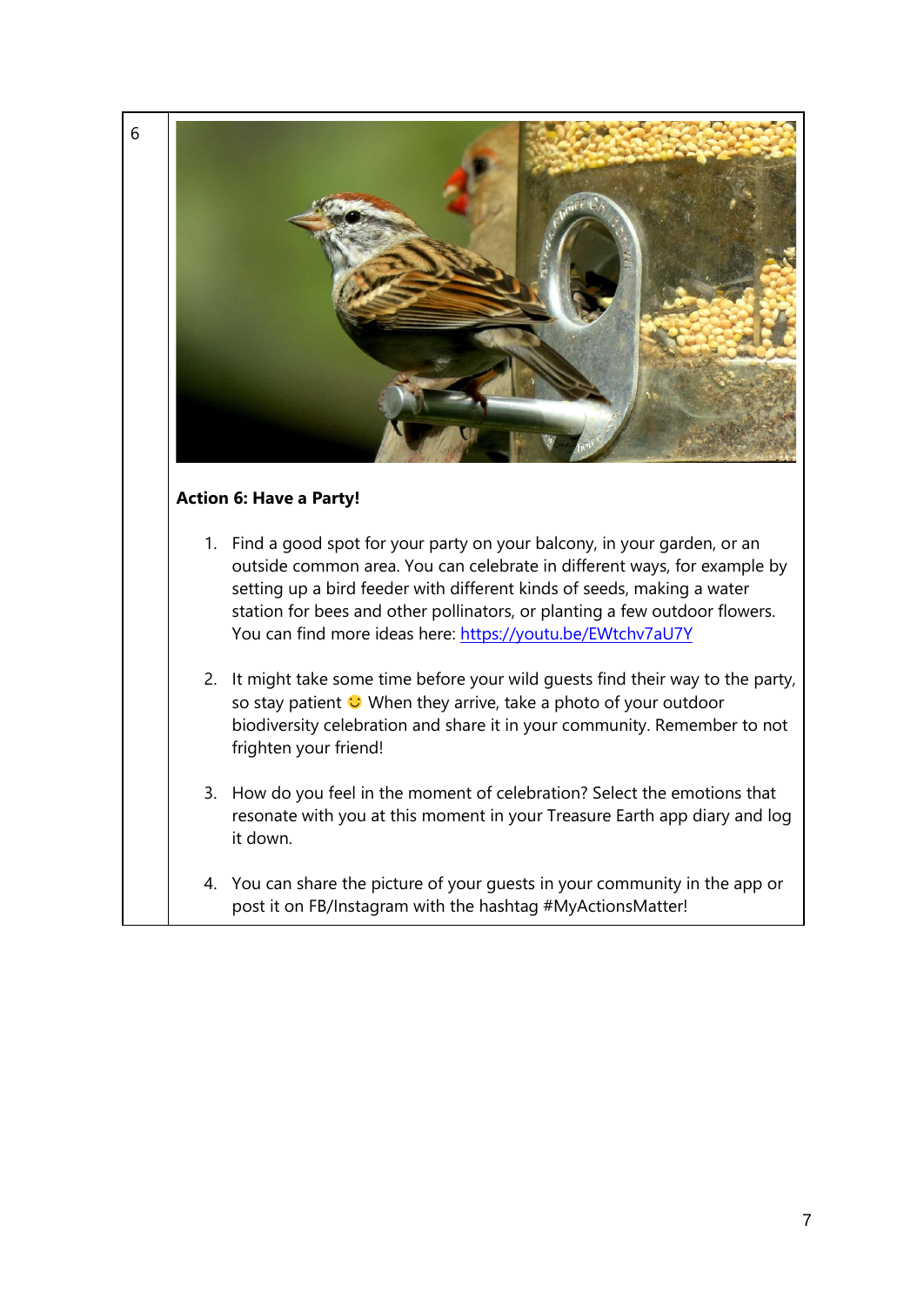6

**Action 6: Have a Party!**

1. Find a good spot for your party on your balcony, in your garden, or an outside common area. You can celebrate in different ways, for example by setting up a bird feeder with different kinds of seeds, making a water station for bees and other pollinators, or planting a few outdoor flowers. You can find more ideas here: https://youtu.be/EWtchv7aU7Y

2. It might take some time before your wild guests find their way to the party, so stay patient 😊 When they arrive, take a photo of your outdoor biodiversity celebration and share it in your community. Remember to not frighten your friend!

3. How do you feel in the moment of celebration? Select the emotions that resonate with you at this moment in your Treasure Earth app diary and log it down.

4. You can share the picture of your guests in your community in the app or post it on FB/Instagram with the hashtag #MyActionsMatter!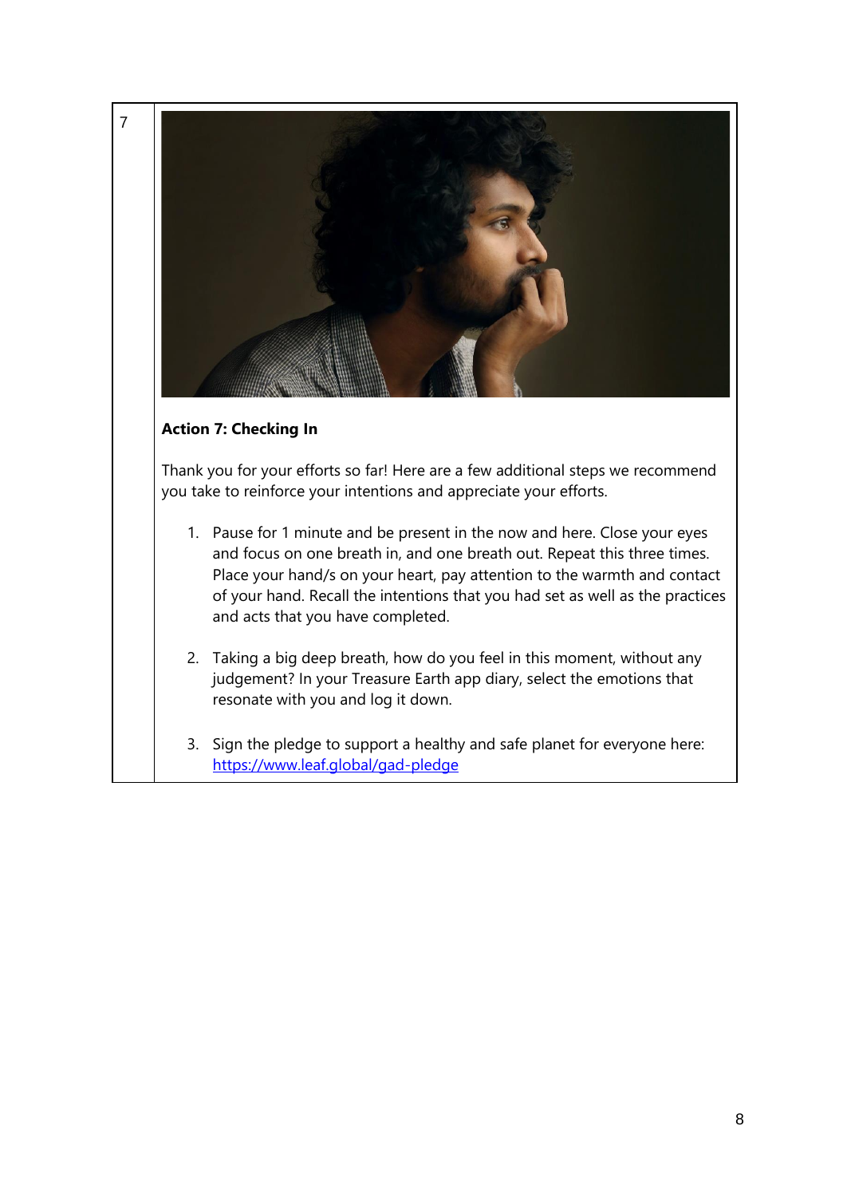7

**Action 7: Checking In**

Thank you for your efforts so far! Here are a few additional steps we recommend you take to reinforce your intentions and appreciate your efforts.

1. Pause for 1 minute and be present in the now and here. Close your eyes and focus on one breath in, and one breath out. Repeat this three times. Place your hand/s on your heart, pay attention to the warmth and contact of your hand. Recall the intentions that you had set as well as the practices and acts that you have completed.

2. Taking a big deep breath, how do you feel in this moment, without any judgement? In your Treasure Earth app diary, select the emotions that resonate with you and log it down.

3. Sign the pledge to support a healthy and safe planet for everyone here: [https://www.leaf.global/gad-pledge](https://www.leaf.global/gad-pledge)